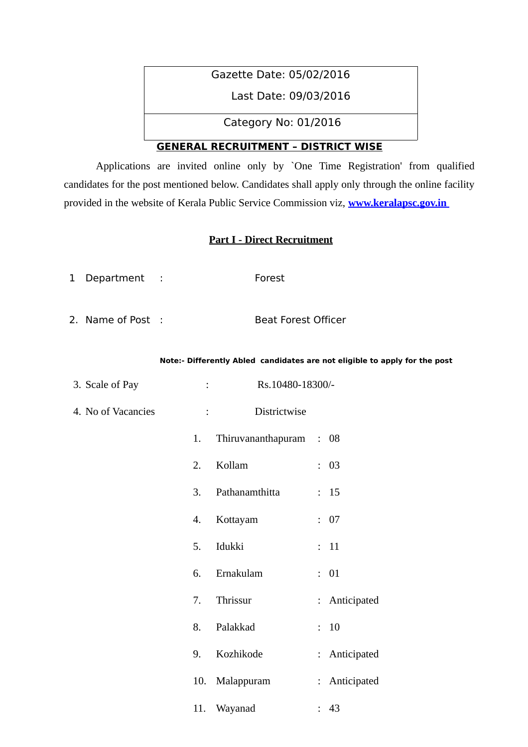| Gazette Date: 05/02/2016 Last Date: 09/03/2016 |
|---|
| Category No: 01/2016 |

## GENERAL RECRUITMENT – DISTRICT WISE

Applications are invited online only by `One Time Registration' from qualified candidates for the post mentioned below. Candidates shall apply only through the online facility provided in the website of Kerala Public Service Commission viz, **www.keralapsc.gov.in**

## Part I - Direct Recruitment

1 Department : Forest

2. Name of Post : Beat Forest Officer

**Note:- Differently Abled candidates are not eligible to apply for the post**

3. Scale of Pay : Rs.10480-18300/-

4. No of Vacancies : Districtwise

| | | | |
|---|---|---|---|
| 1. | Thiruvananthapuram | : | 08 |
| 2. | Kollam | : | 03 |
| 3. | Pathanamthitta | : | 15 |
| 4. | Kottayam | : | 07 |
| 5. | Idukki | : | 11 |
| 6. | Ernakulam | : | 01 |
| 7. | Thrissur | : | Anticipated |
| 8. | Palakkad | : | 10 |
| 9. | Kozhikode | : | Anticipated |
| 10. | Malappuram | : | Anticipated |
| 11. | Wayanad | : | 43 |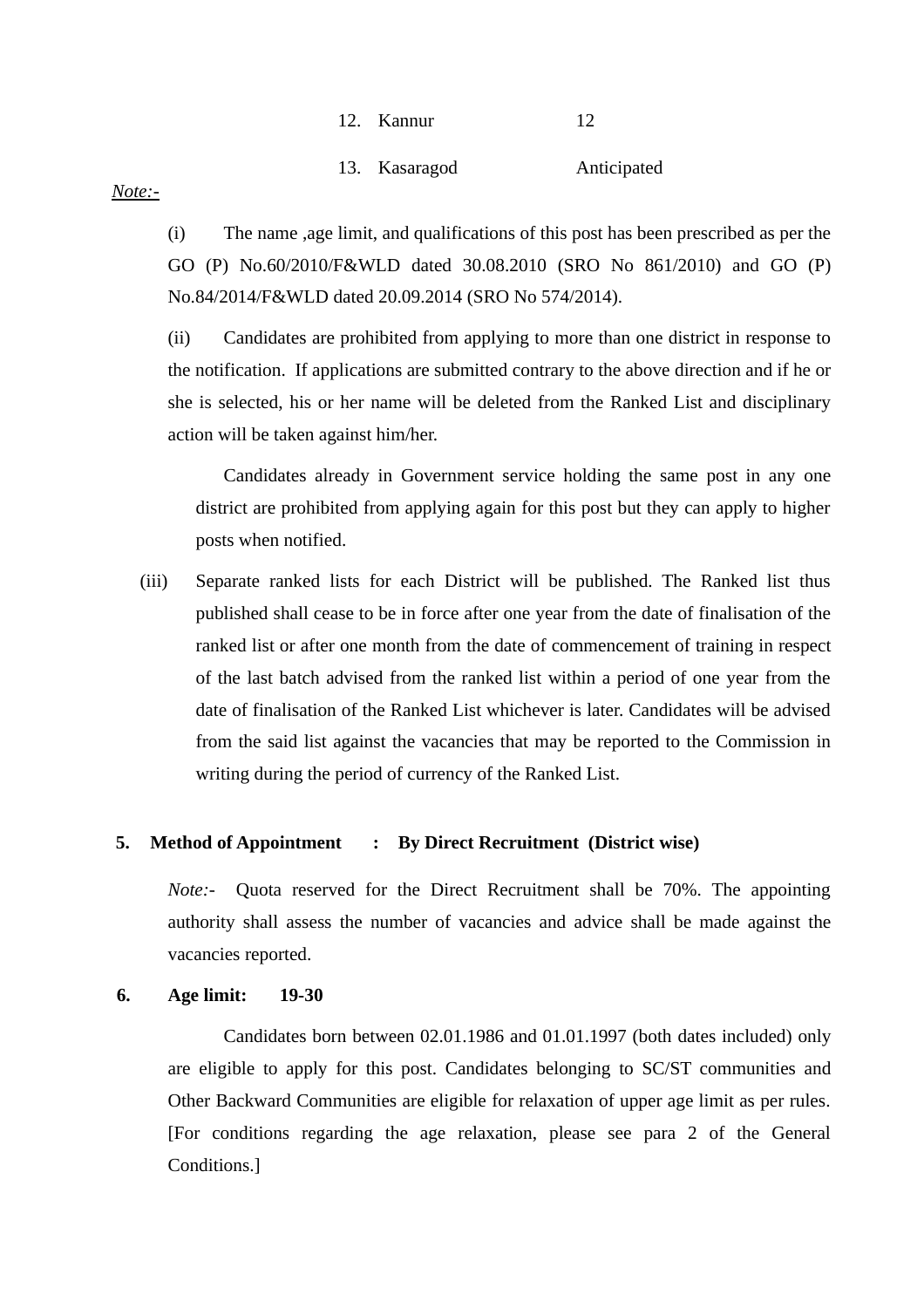| | | |
|---|---|---|
| 12. | Kannur | 12 |
| 13. | Kasaragod | Anticipated |

*Note:-*

(i) The name ,age limit, and qualifications of this post has been prescribed as per the GO (P) No.60/2010/F&WLD dated 30.08.2010 (SRO No 861/2010) and GO (P) No.84/2014/F&WLD dated 20.09.2014 (SRO No 574/2014).

(ii) Candidates are prohibited from applying to more than one district in response to the notification. If applications are submitted contrary to the above direction and if he or she is selected, his or her name will be deleted from the Ranked List and disciplinary action will be taken against him/her.

Candidates already in Government service holding the same post in any one district are prohibited from applying again for this post but they can apply to higher posts when notified.

(iii) Separate ranked lists for each District will be published. The Ranked list thus published shall cease to be in force after one year from the date of finalisation of the ranked list or after one month from the date of commencement of training in respect of the last batch advised from the ranked list within a period of one year from the date of finalisation of the Ranked List whichever is later. Candidates will be advised from the said list against the vacancies that may be reported to the Commission in writing during the period of currency of the Ranked List.

**5. Method of Appointment : By Direct Recruitment (District wise)**

*Note:-* Quota reserved for the Direct Recruitment shall be 70%. The appointing authority shall assess the number of vacancies and advice shall be made against the vacancies reported.

**6. Age limit: 19-30**

Candidates born between 02.01.1986 and 01.01.1997 (both dates included) only are eligible to apply for this post. Candidates belonging to SC/ST communities and Other Backward Communities are eligible for relaxation of upper age limit as per rules. [For conditions regarding the age relaxation, please see para 2 of the General Conditions.]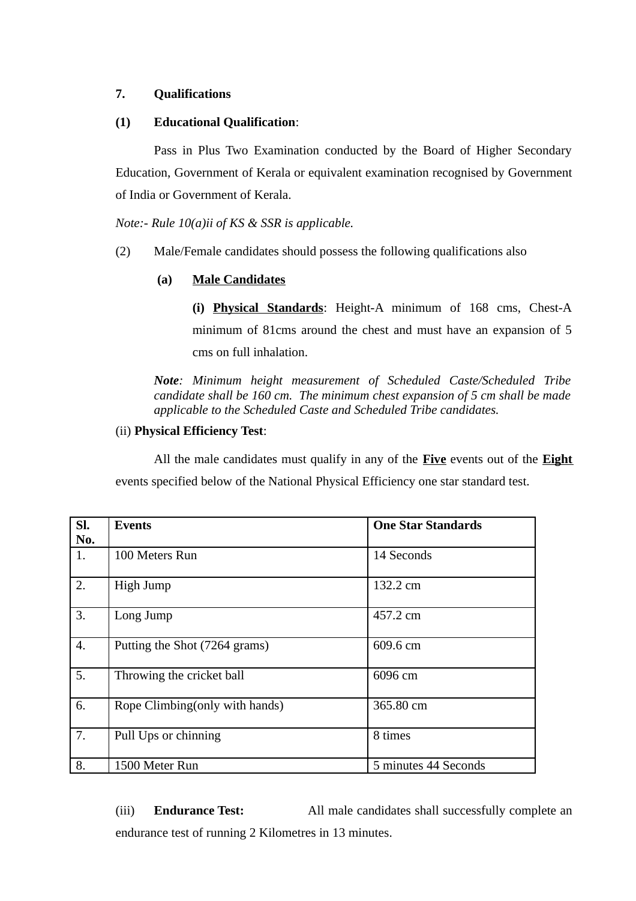**7. Qualifications**

**(1) Educational Qualification**:

Pass in Plus Two Examination conducted by the Board of Higher Secondary Education, Government of Kerala or equivalent examination recognised by Government of India or Government of Kerala.

*Note:- Rule 10(a)ii of KS & SSR is applicable.*

(2) Male/Female candidates should possess the following qualifications also

**(a) <u>Male Candidates</u>**

**(i) <u>Physical Standards</u>**: Height-A minimum of 168 cms, Chest-A minimum of 81cms around the chest and must have an expansion of 5 cms on full inhalation.

***Note****: Minimum height measurement of Scheduled Caste/Scheduled Tribe candidate shall be 160 cm. The minimum chest expansion of 5 cm shall be made applicable to the Scheduled Caste and Scheduled Tribe candidates.*

(ii) **Physical Efficiency Test**:

All the male candidates must qualify in any of the **<u>Five</u>** events out of the **<u>Eight</u>** events specified below of the National Physical Efficiency one star standard test.

| Sl. No. | Events | One Star Standards |
|---|---|---|
| 1. | 100 Meters Run | 14 Seconds |
| 2. | High Jump | 132.2 cm |
| 3. | Long Jump | 457.2 cm |
| 4. | Putting the Shot (7264 grams) | 609.6 cm |
| 5. | Throwing the cricket ball | 6096 cm |
| 6. | Rope Climbing(only with hands) | 365.80 cm |
| 7. | Pull Ups or chinning | 8 times |
| 8. | 1500 Meter Run | 5 minutes 44 Seconds |

(iii) **Endurance Test:** All male candidates shall successfully complete an endurance test of running 2 Kilometres in 13 minutes.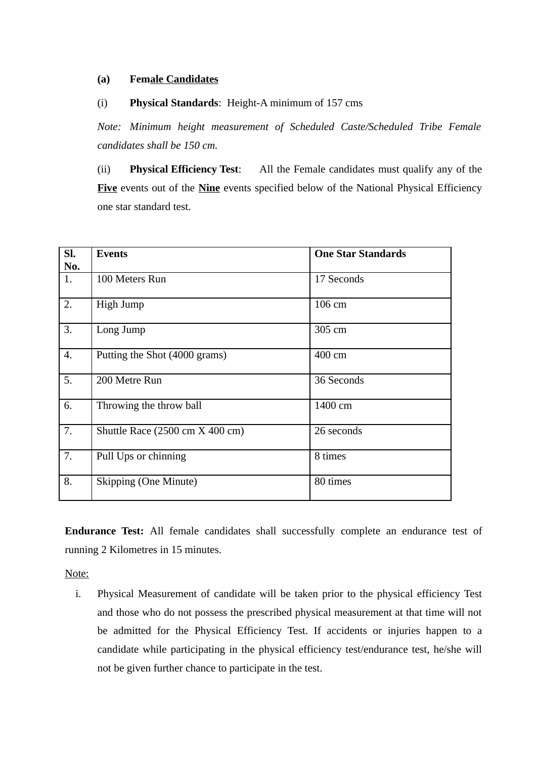**(a) Female Candidates**

(i) **Physical Standards**: Height-A minimum of 157 cms

*Note: Minimum height measurement of Scheduled Caste/Scheduled Tribe Female candidates shall be 150 cm.*

(ii) **Physical Efficiency Test**: All the Female candidates must qualify any of the **Five** events out of the **Nine** events specified below of the National Physical Efficiency one star standard test.

| **Sl. No.** | **Events** | **One Star Standards** |
|---|---|---|
| 1. | 100 Meters Run | 17 Seconds |
| 2. | High Jump | 106 cm |
| 3. | Long Jump | 305 cm |
| 4. | Putting the Shot (4000 grams) | 400 cm |
| 5. | 200 Metre Run | 36 Seconds |
| 6. | Throwing the throw ball | 1400 cm |
| 7. | Shuttle Race (2500 cm X 400 cm) | 26 seconds |
| 7. | Pull Ups or chinning | 8 times |
| 8. | Skipping (One Minute) | 80 times |

**Endurance Test:** All female candidates shall successfully complete an endurance test of running 2 Kilometres in 15 minutes.

Note:

i. Physical Measurement of candidate will be taken prior to the physical efficiency Test and those who do not possess the prescribed physical measurement at that time will not be admitted for the Physical Efficiency Test. If accidents or injuries happen to a candidate while participating in the physical efficiency test/endurance test, he/she will not be given further chance to participate in the test.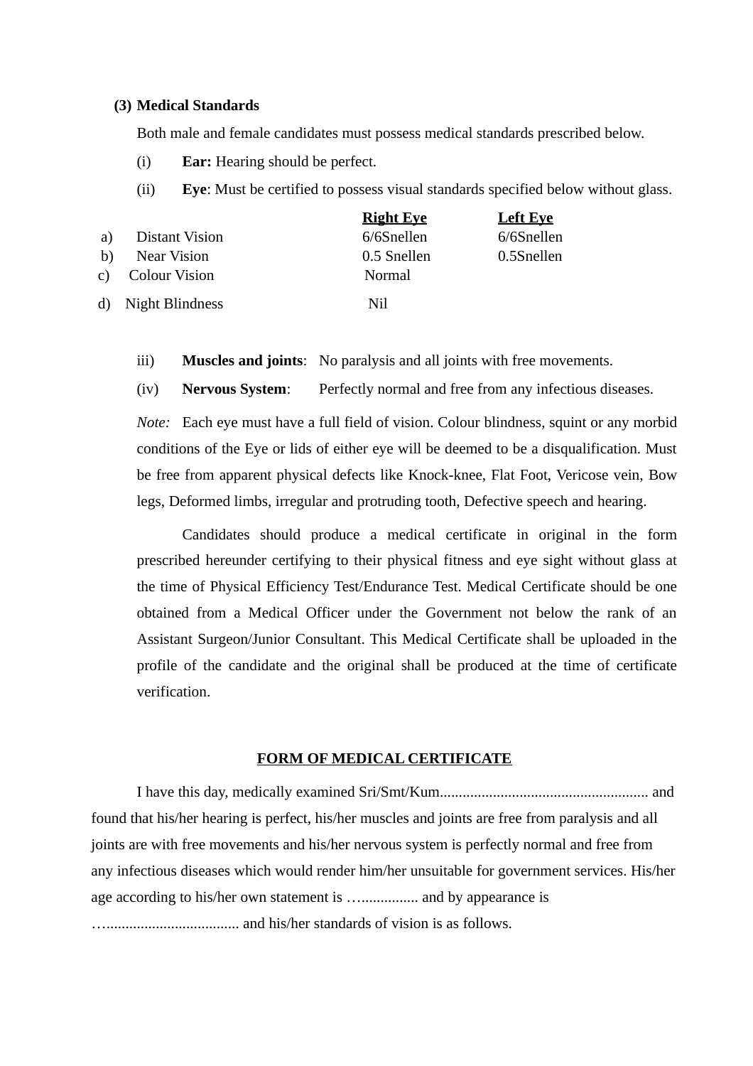**(3) Medical Standards**

Both male and female candidates must possess medical standards prescribed below.

(i) **Ear:** Hearing should be perfect.

(ii) **Eye**: Must be certified to possess visual standards specified below without glass.

| | | Right Eye | Left Eye |
|---|---|---|---|
| a) | Distant Vision | 6/6Snellen | 6/6Snellen |
| b) | Near Vision | 0.5 Snellen | 0.5Snellen |
| c) | Colour Vision | Normal | |
| d) | Night Blindness | Nil | |

iii) **Muscles and joints**: No paralysis and all joints with free movements.

(iv) **Nervous System**: Perfectly normal and free from any infectious diseases.

*Note:* Each eye must have a full field of vision. Colour blindness, squint or any morbid conditions of the Eye or lids of either eye will be deemed to be a disqualification. Must be free from apparent physical defects like Knock-knee, Flat Foot, Vericose vein, Bow legs, Deformed limbs, irregular and protruding tooth, Defective speech and hearing.

Candidates should produce a medical certificate in original in the form prescribed hereunder certifying to their physical fitness and eye sight without glass at the time of Physical Efficiency Test/Endurance Test. Medical Certificate should be one obtained from a Medical Officer under the Government not below the rank of an Assistant Surgeon/Junior Consultant. This Medical Certificate shall be uploaded in the profile of the candidate and the original shall be produced at the time of certificate verification.

**FORM OF MEDICAL CERTIFICATE**

I have this day, medically examined Sri/Smt/Kum....................................................... and found that his/her hearing is perfect, his/her muscles and joints are free from paralysis and all joints are with free movements and his/her nervous system is perfectly normal and free from any infectious diseases which would render him/her unsuitable for government services. His/her age according to his/her own statement is …............... and by appearance is …................................. and his/her standards of vision is as follows.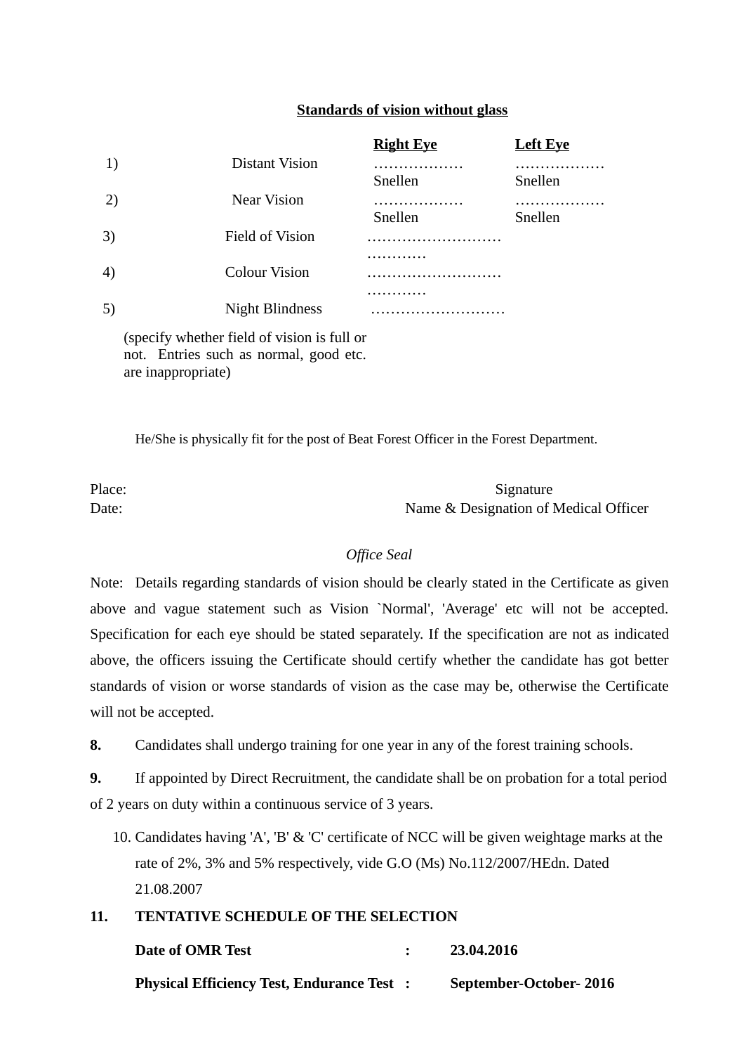**<u>Standards of vision without glass</u>**

| | | **<u>Right Eye</u>** | **<u>Left Eye</u>** |
|---|---|---|---|
| 1) | Distant Vision | ……………… Snellen | ……………… Snellen |
| 2) | Near Vision | ……………… Snellen | ……………… Snellen |
| 3) | Field of Vision | …………………………………… | |
| 4) | Colour Vision | …………………………………… | |
| 5) | Night Blindness | ……………………… | |

(specify whether field of vision is full or not. Entries such as normal, good etc. are inappropriate)

He/She is physically fit for the post of Beat Forest Officer in the Forest Department.

Place: Signature

Date: Name & Designation of Medical Officer

*Office Seal*

Note: Details regarding standards of vision should be clearly stated in the Certificate as given above and vague statement such as Vision `Normal', 'Average' etc will not be accepted. Specification for each eye should be stated separately. If the specification are not as indicated above, the officers issuing the Certificate should certify whether the candidate has got better standards of vision or worse standards of vision as the case may be, otherwise the Certificate will not be accepted.

**8.** Candidates shall undergo training for one year in any of the forest training schools.

**9.** If appointed by Direct Recruitment, the candidate shall be on probation for a total period of 2 years on duty within a continuous service of 3 years.

10. Candidates having 'A', 'B' & 'C' certificate of NCC will be given weightage marks at the rate of 2%, 3% and 5% respectively, vide G.O (Ms) No.112/2007/HEdn. Dated 21.08.2007

**11. TENTATIVE SCHEDULE OF THE SELECTION**

**Date of OMR Test : 23.04.2016**

**Physical Efficiency Test, Endurance Test : September-October- 2016**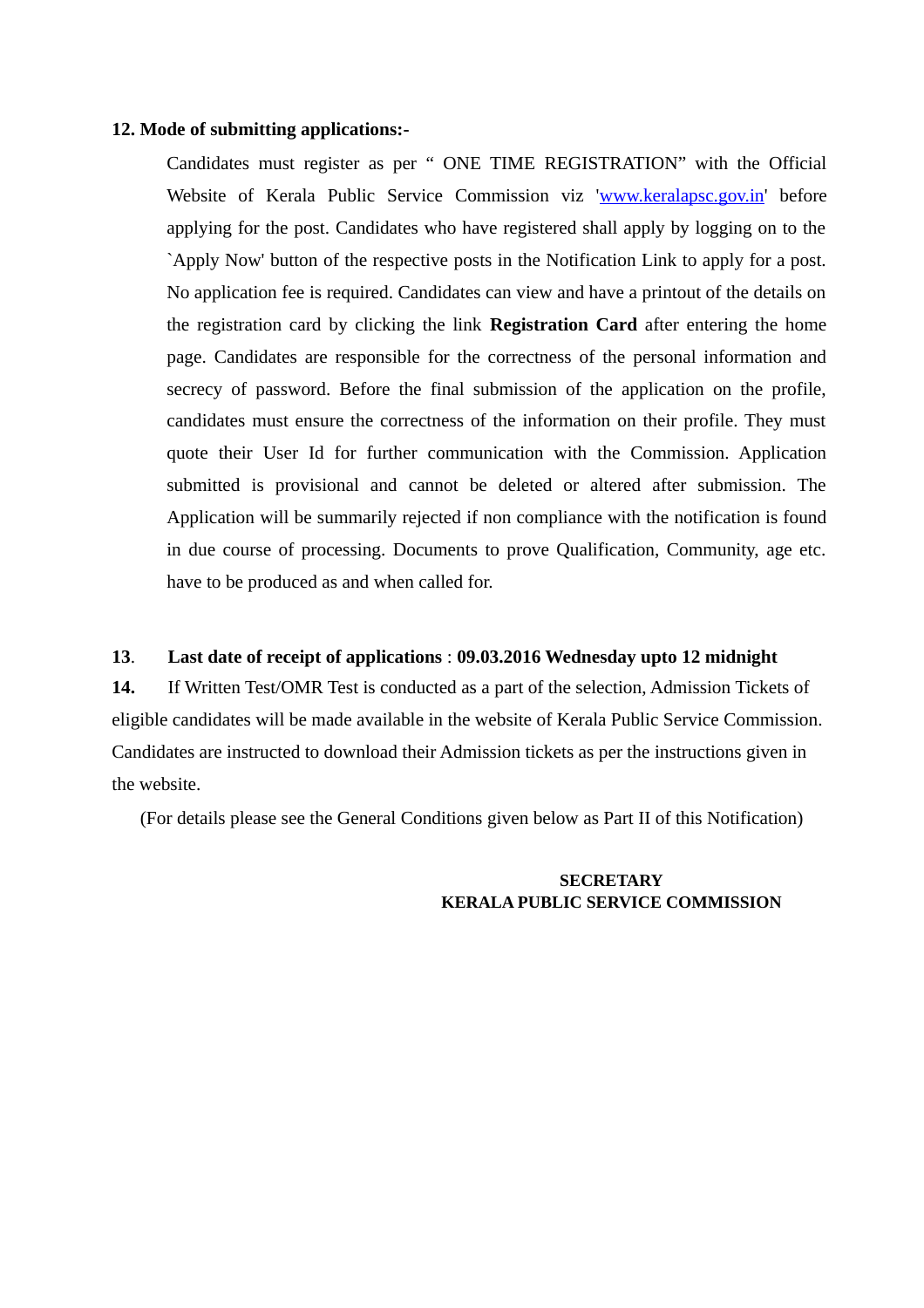**12. Mode of submitting applications:-**

Candidates must register as per " ONE TIME REGISTRATION" with the Official Website of Kerala Public Service Commission viz 'www.keralapsc.gov.in' before applying for the post. Candidates who have registered shall apply by logging on to the `Apply Now' button of the respective posts in the Notification Link to apply for a post. No application fee is required. Candidates can view and have a printout of the details on the registration card by clicking the link **Registration Card** after entering the home page. Candidates are responsible for the correctness of the personal information and secrecy of password. Before the final submission of the application on the profile, candidates must ensure the correctness of the information on their profile. They must quote their User Id for further communication with the Commission. Application submitted is provisional and cannot be deleted or altered after submission. The Application will be summarily rejected if non compliance with the notification is found in due course of processing. Documents to prove Qualification, Community, age etc. have to be produced as and when called for.

**13**. **Last date of receipt of applications** : **09.03.2016 Wednesday upto 12 midnight**

**14.** If Written Test/OMR Test is conducted as a part of the selection, Admission Tickets of eligible candidates will be made available in the website of Kerala Public Service Commission. Candidates are instructed to download their Admission tickets as per the instructions given in the website.

(For details please see the General Conditions given below as Part II of this Notification)

**SECRETARY**
**KERALA PUBLIC SERVICE COMMISSION**